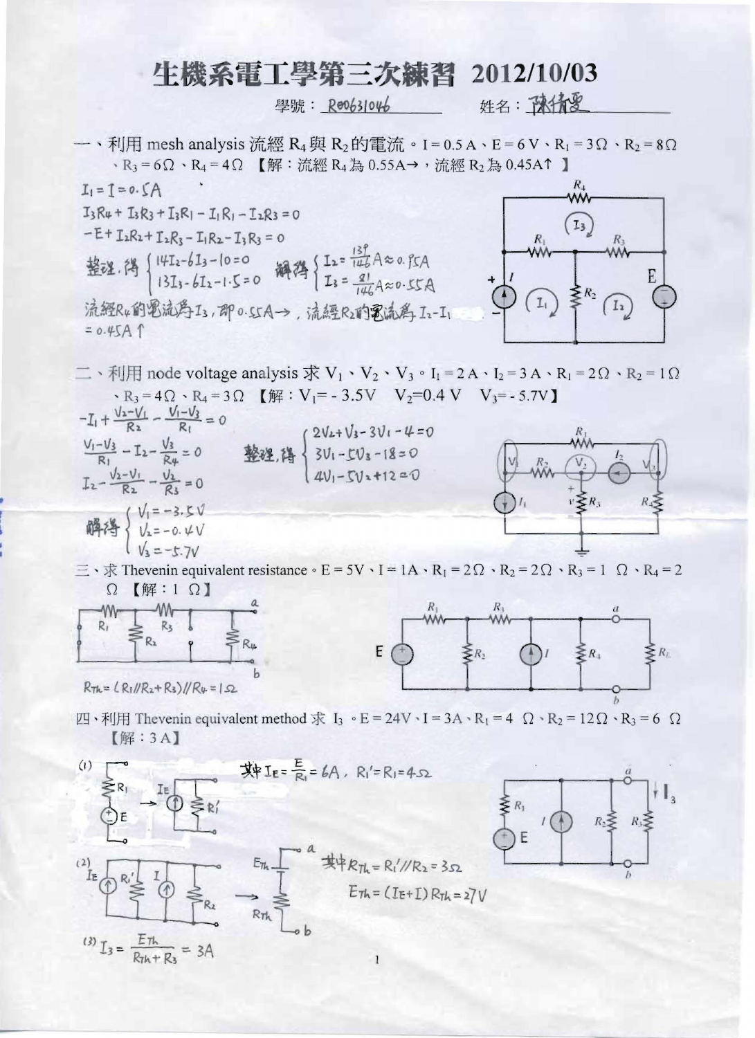# 生機系電工學第三次練習 2012/10/03

學號：R00631046　　　　姓名：陳倩雯

一、利用 mesh analysis 流經 $R_4$ 與 $R_2$ 的電流。$I = 0.5\text{ A}$、$E = 6\text{ V}$、$R_1 = 3\,\Omega$、$R_2 = 8\,\Omega$、$R_3 = 6\,\Omega$、$R_4 = 4\,\Omega$ 【解：流經 $R_4$ 為 0.55A→，流經 $R_2$ 為 0.45A↑ 】

$I_1 = I = 0.5A$

$I_3R_4 + I_3R_3 + I_3R_1 - I_1R_1 - I_2R_3 = 0$

$-E + I_2R_2 + I_2R_3 - I_1R_2 - I_3R_3 = 0$

整理，得 $\begin{cases} 14I_2 - 6I_3 - 10 = 0 \\ 13I_3 - 6I_2 - 1.5 = 0 \end{cases}$ 解得 $\begin{cases} I_2 = \frac{139}{146}A \approx 0.95A \\ I_3 = \frac{81}{146}A \approx 0.55A \end{cases}$

流經 $R_4$ 的電流為 $I_3$，即 0.55A→，流經 $R_2$ 的電流為 $I_2 - I_1 = 0.45A$ ↑

二、利用 node voltage analysis 求 $V_1$、$V_2$、$V_3$。$I_1 = 2\text{ A}$、$I_2 = 3\text{ A}$、$R_1 = 2\,\Omega$、$R_2 = 1\,\Omega$、$R_3 = 4\,\Omega$、$R_4 = 3\,\Omega$ 【解：$V_1 = -3.5\text{V}$　$V_2 = 0.4\text{ V}$　$V_3 = -5.7\text{V}$】

$-I_1 + \frac{V_2 - V_1}{R_2} - \frac{V_1 - V_3}{R_1} = 0$

$\frac{V_1 - V_3}{R_1} - I_2 - \frac{V_3}{R_4} = 0$

$I_2 - \frac{V_2 - V_1}{R_2} - \frac{V_2}{R_3} = 0$

整理，得 $\begin{cases} 2V_2 + V_3 - 3V_1 - 4 = 0 \\ 3V_1 - 5V_3 - 18 = 0 \\ 4V_1 - 5V_2 + 12 = 0 \end{cases}$

解得 $\begin{cases} V_1 = -3.5V \\ V_2 = -0.4V \\ V_3 = -5.7V \end{cases}$

三、求 Thevenin equivalent resistance。$E = 5\text{V}$、$I = 1\text{A}$、$R_1 = 2\,\Omega$、$R_2 = 2\,\Omega$、$R_3 = 1\,\Omega$、$R_4 = 2\,\Omega$ 【解：$1\,\Omega$】

$R_{Th} = (R_1 // R_2 + R_3) // R_4 = 1\Omega$

四、利用 Thevenin equivalent method 求 $I_3$。$E = 24\text{V}$、$I = 3\text{A}$、$R_1 = 4\,\Omega$、$R_2 = 12\,\Omega$、$R_3 = 6\,\Omega$ 【解：3 A】

(1) 其中 $I_E = \frac{E}{R_1} = 6A$，$R_1' = R_1 = 4\Omega$

(2) 其中 $R_{Th} = R_1' // R_2 = 3\Omega$

$E_{Th} = (I_E + I) R_{Th} = 27V$

(3) $I_3 = \frac{E_{Th}}{R_{Th} + R_3} = 3A$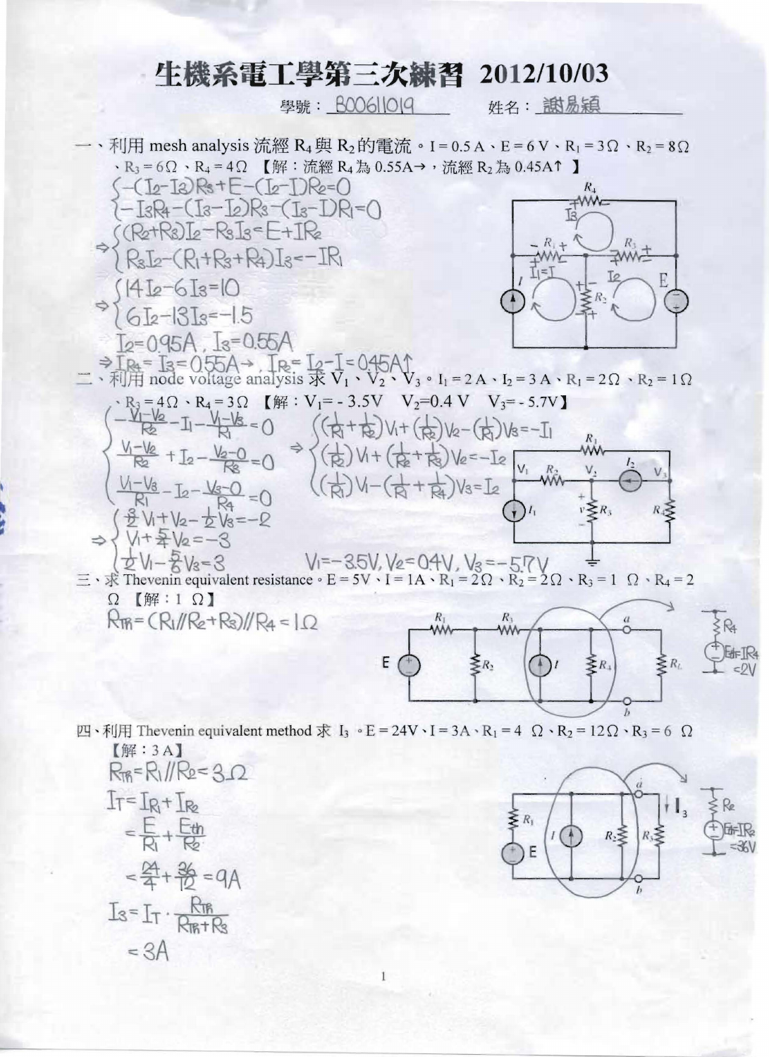# 生機系電工學第三次練習 2012/10/03

學號：B00611019　　姓名：謝易穎

一、利用 mesh analysis 流經 $R_4$ 與 $R_2$ 的電流。$I = 0.5\text{ A}$、$E = 6\text{ V}$、$R_1 = 3\Omega$、$R_2 = 8\Omega$、$R_3 = 6\Omega$、$R_4 = 4\Omega$ 【解：流經 $R_4$ 為 0.55A→，流經 $R_2$ 為 0.45A↑ 】

$$\begin{cases} -(I_2-I_3)R_3+E-(I_2-I)R_2=0 \\ -I_3R_4-(I_3-I_2)R_3-(I_3-I)R_1=0 \end{cases}$$

$$\Rightarrow \begin{cases} (R_2+R_3)I_2-R_3I_3=E+IR_2 \\ R_3I_2-(R_1+R_3+R_4)I_3=-IR_1 \end{cases}$$

$$\Rightarrow \begin{cases} 14I_2-6I_3=10 \\ 6I_2-13I_3=-1.5 \end{cases}$$

$I_2=0.95A$, $I_3=0.55A$

$\Rightarrow I_{R_4}=I_3=0.55A\rightarrow$, $I_{R_2}=I_2-I=0.45A\uparrow$

二、利用 node voltage analysis 求 $V_1$、$V_2$、$V_3$。$I_1 = 2\text{ A}$、$I_2 = 3\text{ A}$、$R_1 = 2\Omega$、$R_2 = 1\Omega$、$R_3 = 4\Omega$、$R_4 = 3\Omega$ 【解：$V_1 = -3.5\text{V}$　$V_2 = 0.4\text{ V}$　$V_3 = -5.7\text{V}$】

$$\begin{cases} -\frac{V_1-V_2}{R_2}-I_1-\frac{V_1-V_3}{R_1}=0 \\ \frac{V_1-V_2}{R_2}+I_2-\frac{V_2-0}{R_3}=0 \\ \frac{V_1-V_3}{R_1}-I_2-\frac{V_3-0}{R_4}=0 \end{cases} \Rightarrow \begin{cases} \left(\frac{1}{R_1}+\frac{1}{R_2}\right)V_1+\left(\frac{1}{R_2}\right)V_2-\left(\frac{1}{R_1}\right)V_3=-I_1 \\ \left(\frac{1}{R_2}\right)V_1+\left(\frac{1}{R_2}+\frac{1}{R_3}\right)V_2=-I_2 \\ \left(\frac{1}{R_1}\right)V_1-\left(\frac{1}{R_1}+\frac{1}{R_4}\right)V_3=I_2 \end{cases}$$

$$\Rightarrow \begin{cases} \frac{3}{2}V_1+V_2-\frac{1}{2}V_3=-2 \\ V_1+\frac{5}{4}V_2=-3 \\ \frac{1}{2}V_1-\frac{5}{6}V_3=3 \end{cases}$$

$V_1=-3.5V$, $V_2=0.4V$, $V_3=-5.7V$

三、求 Thevenin equivalent resistance。$E = 5\text{V}$、$I = 1\text{A}$、$R_1 = 2\Omega$、$R_2 = 2\Omega$、$R_3 = 1\ \Omega$、$R_4 = 2\ \Omega$ 【解：$1\ \Omega$】

$R_{TH}=(R_1/\!/R_2+R_3)/\!/R_4=1\Omega$

$E_{th}=IR_4=2V$

四、利用 Thevenin equivalent method 求 $I_3$。$E = 24\text{V}$、$I = 3\text{A}$、$R_1 = 4\ \Omega$、$R_2 = 12\Omega$、$R_3 = 6\ \Omega$ 【解：3 A】

$R_{TH}=R_1/\!/R_2=3\Omega$

$I_T=I_{R_1}+I_{R_2}$

$=\frac{E}{R_1}+\frac{E_{th}}{R_2}$

$=\frac{24}{4}+\frac{36}{12}=9A$

$I_3=I_T\cdot\frac{R_{TH}}{R_{TH}+R_3}$

$=3A$

$E_{th}=IR_2=36V$